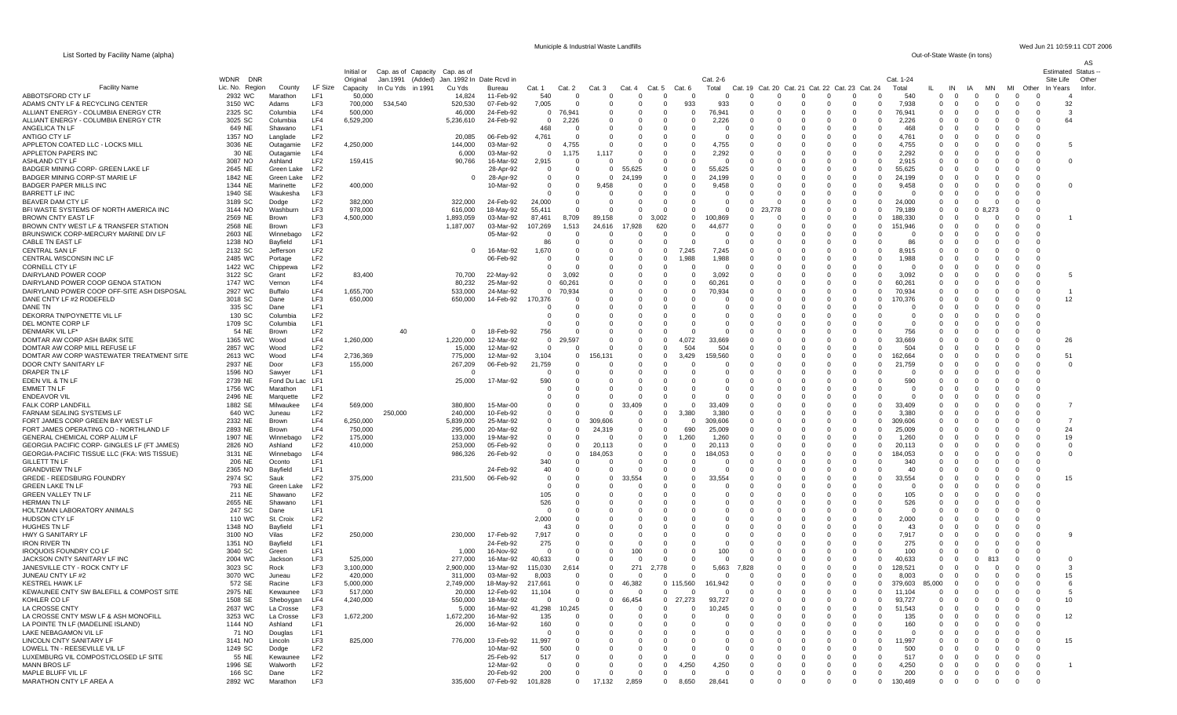# Municipile & Industrial Waste Landfills

List Sorted by Facility Name (alpha)

Out-of-State Waste (in tons)

| Facility Name | WDNR Lic. No. | DNR Region | County | LF Size | Initial or Original Capacity | Cap. as of Jan.1991 In Cu Yds | Capacity (Added) in 1991 | Cap. as of Jan. 1992 In Cu Yds | Date Rcvd in Bureau | Cat. 1 | Cat. 2 | Cat. 3 | Cat. 4 | Cat. 5 | Cat. 6 | Cat. 2-6 Total | Cat. 19 | Cat. 20 | Cat. 21 | Cat. 22 | Cat. 23 | Cat. 24 | Cat. 1-24 Total | IL | IN | IA | MN | MI | Other | Estimated Site Life In Years | AS Status -- Other Infor. |
|---|---|---|---|---|---|---|---|---|---|---|---|---|---|---|---|---|---|---|---|---|---|---|---|---|---|---|---|---|---|---|---|
| ABBOTSFORD CTY LF | 2932 | WC | Marathon | LF1 | 50,000 | | | 14,824 | 11-Feb-92 | 540 | 0 | 0 | 0 | 0 | 0 | 0 | 0 | 0 | 0 | 0 | 0 | 0 | 540 | 0 | 0 | 0 | 0 | 0 | 0 | 4 | |
| ADAMS CNTY LF & RECYCLING CENTER | 3150 | WC | Adams | LF3 | 700,000 | 534,540 | | 520,530 | 07-Feb-92 | 7,005 | 0 | 0 | 0 | 0 | 933 | 933 | 0 | 0 | 0 | 0 | 0 | 0 | 7,938 | 0 | 0 | 0 | 0 | 0 | 0 | 32 | |
| ALLIANT ENERGY - COLUMBIA ENERGY CTR | 2325 | SC | Columbia | LF4 | 500,000 | | | 46,000 | 24-Feb-92 | 0 | 76,941 | 0 | 0 | 0 | 0 | 76,941 | 0 | 0 | 0 | 0 | 0 | 0 | 76,941 | 0 | 0 | 0 | 0 | 0 | 0 | 3 | |
| ALLIANT ENERGY - COLUMBIA ENERGY CTR | 3025 | SC | Columbia | LF4 | 6,529,200 | | | 5,236,610 | 24-Feb-92 | 0 | 2,226 | 0 | 0 | 0 | 0 | 2,226 | 0 | 0 | 0 | 0 | 0 | 0 | 2,226 | 0 | 0 | 0 | 0 | 0 | 0 | 64 | |
| ANGELICA TN LF | 649 | NE | Shawano | LF1 | | | | | | 468 | 0 | 0 | 0 | 0 | 0 | 0 | 0 | 0 | 0 | 0 | 0 | 0 | 468 | 0 | 0 | 0 | 0 | 0 | 0 | | |
| ANTIGO CTY LF | 1357 | NO | Langlade | LF2 | | | | 20,085 | 06-Feb-92 | 4,761 | 0 | 0 | 0 | 0 | 0 | 0 | 0 | 0 | 0 | 0 | 0 | 0 | 4,761 | 0 | 0 | 0 | 0 | 0 | 0 | | |
| APPLETON COATED LLC - LOCKS MILL | 3036 | NE | Outagamie | LF2 | 4,250,000 | | | 144,000 | 03-Mar-92 | 0 | 4,755 | 0 | 0 | 0 | 0 | 4,755 | 0 | 0 | 0 | 0 | 0 | 0 | 4,755 | 0 | 0 | 0 | 0 | 0 | 0 | 5 | |
| APPLETON PAPERS INC | 30 | NE | Outagamie | LF4 | | | | 6,000 | 03-Mar-92 | 0 | 1,175 | 1,117 | 0 | 0 | 0 | 2,292 | 0 | 0 | 0 | 0 | 0 | 0 | 2,292 | 0 | 0 | 0 | 0 | 0 | 0 | | |
| ASHLAND CTY LF | 3087 | NO | Ashland | LF2 | 159,415 | | | 90,766 | 16-Mar-92 | 2,915 | 0 | 0 | 0 | 0 | 0 | 0 | 0 | 0 | 0 | 0 | 0 | 0 | 2,915 | 0 | 0 | 0 | 0 | 0 | 0 | 0 | |
| BADGER MINING CORP- GREEN LAKE LF | 2645 | NE | Green Lake | LF2 | | | | | 28-Apr-92 | 0 | 0 | 0 | 55,625 | 0 | 0 | 55,625 | 0 | 0 | 0 | 0 | 0 | 0 | 55,625 | 0 | 0 | 0 | 0 | 0 | 0 | | |
| BADGER MINING CORP-ST MARIE LF | 1842 | NE | Green Lake | LF2 | | | | 0 | 28-Apr-92 | 0 | 0 | 0 | 24,199 | 0 | 0 | 24,199 | 0 | 0 | 0 | 0 | 0 | 0 | 24,199 | 0 | 0 | 0 | 0 | 0 | 0 | | |
| BADGER PAPER MILLS INC | 1344 | NE | Marinette | LF2 | 400,000 | | | | 10-Mar-92 | 0 | 0 | 9,458 | 0 | 0 | 0 | 9,458 | 0 | 0 | 0 | 0 | 0 | 0 | 9,458 | 0 | 0 | 0 | 0 | 0 | 0 | 0 | |
| BARRETT LF INC | 1940 | SE | Waukesha | LF3 | | | | | | 0 | 0 | 0 | 0 | 0 | 0 | 0 | 0 | 0 | 0 | 0 | 0 | 0 | 0 | 0 | 0 | 0 | 0 | 0 | 0 | | |
| BEAVER DAM CTY LF | 3189 | SC | Dodge | LF2 | 382,000 | | | 322,000 | 24-Feb-92 | 24,000 | 0 | 0 | 0 | 0 | 0 | 0 | 0 | 0 | 0 | 0 | 0 | 0 | 24,000 | 0 | 0 | 0 | 0 | 0 | 0 | | |
| BFI WASTE SYSTEMS OF NORTH AMERICA INC | 3144 | NO | Washburn | LF3 | 978,000 | | | 616,000 | 18-May-92 | 55,411 | 0 | 0 | 0 | 0 | 0 | 0 | 0 | 23,778 | 0 | 0 | 0 | 0 | 79,189 | 0 | 0 | 0 | 8,273 | 0 | 0 | | |
| BROWN CNTY EAST LF | 2569 | NE | Brown | LF3 | 4,500,000 | | | 1,893,059 | 03-Mar-92 | 87,461 | 8,709 | 89,158 | 0 | 3,002 | 0 | 100,869 | 0 | 0 | 0 | 0 | 0 | 0 | 188,330 | 0 | 0 | 0 | 0 | 0 | 0 | 1 | |
| BROWN CNTY WEST LF & TRANSFER STATION | 2568 | NE | Brown | LF3 | | | | 1,187,007 | 03-Mar-92 | 107,269 | 1,513 | 24,616 | 17,928 | 620 | 0 | 44,677 | 0 | 0 | 0 | 0 | 0 | 0 | 151,946 | 0 | 0 | 0 | 0 | 0 | 0 | | |
| BRUNSWICK CORP-MERCURY MARINE DIV LF | 2603 | NE | Winnebago | LF2 | | | | | 05-Mar-92 | 0 | 0 | 0 | 0 | 0 | 0 | 0 | 0 | 0 | 0 | 0 | 0 | 0 | 0 | 0 | 0 | 0 | 0 | 0 | 0 | | |
| CABLE TN EAST LF | 1238 | NO | Bayfield | LF1 | | | | | | 86 | 0 | 0 | 0 | 0 | 0 | 0 | 0 | 0 | 0 | 0 | 0 | 0 | 86 | 0 | 0 | 0 | 0 | 0 | 0 | | |
| CENTRAL SAN LF | 2132 | SC | Jefferson | LF2 | | | | 0 | 16-Mar-92 | 1,670 | 0 | 0 | 0 | 0 | 7,245 | 7,245 | 0 | 0 | 0 | 0 | 0 | 0 | 8,915 | 0 | 0 | 0 | 0 | 0 | 0 | | |
| CENTRAL WISCONSIN INC LF | 2485 | WC | Portage | LF2 | | | | | 06-Feb-92 | 0 | 0 | 0 | 0 | 0 | 1,988 | 1,988 | 0 | 0 | 0 | 0 | 0 | 0 | 1,988 | 0 | 0 | 0 | 0 | 0 | 0 | | |
| CORNELL CTY LF | 1422 | WC | Chippewa | LF2 | | | | | | 0 | 0 | 0 | 0 | 0 | 0 | 0 | 0 | 0 | 0 | 0 | 0 | 0 | 0 | 0 | 0 | 0 | 0 | 0 | 0 | | |
| DAIRYLAND POWER COOP | 3122 | SC | Grant | LF2 | 83,400 | | | 70,700 | 22-May-92 | 0 | 3,092 | 0 | 0 | 0 | 0 | 3,092 | 0 | 0 | 0 | 0 | 0 | 0 | 3,092 | 0 | 0 | 0 | 0 | 0 | 0 | 5 | |
| DAIRYLAND POWER COOP GENOA STATION | 1747 | WC | Vernon | LF4 | | | | 80,232 | 25-Mar-92 | 0 | 60,261 | 0 | 0 | 0 | 0 | 60,261 | 0 | 0 | 0 | 0 | 0 | 0 | 60,261 | 0 | 0 | 0 | 0 | 0 | 0 | | |
| DAIRYLAND POWER COOP OFF-SITE ASH DISPOSAL | 2927 | WC | Buffalo | LF4 | 1,655,700 | | | 533,000 | 24-Mar-92 | 0 | 70,934 | 0 | 0 | 0 | 0 | 70,934 | 0 | 0 | 0 | 0 | 0 | 0 | 70,934 | 0 | 0 | 0 | 0 | 0 | 0 | 1 | |
| DANE CNTY LF #2 RODEFELD | 3018 | SC | Dane | LF3 | 650,000 | | | 650,000 | 14-Feb-92 | 170,376 | 0 | 0 | 0 | 0 | 0 | 0 | 0 | 0 | 0 | 0 | 0 | 0 | 170,376 | 0 | 0 | 0 | 0 | 0 | 0 | 12 | |
| DANE TN | 335 | SC | Dane | LF1 | | | | | | 0 | 0 | 0 | 0 | 0 | 0 | 0 | 0 | 0 | 0 | 0 | 0 | 0 | 0 | 0 | 0 | 0 | 0 | 0 | 0 | | |
| DEKORRA TN/POYNETTE VIL LF | 130 | SC | Columbia | LF2 | | | | | | 0 | 0 | 0 | 0 | 0 | 0 | 0 | 0 | 0 | 0 | 0 | 0 | 0 | 0 | 0 | 0 | 0 | 0 | 0 | 0 | | |
| DEL MONTE CORP LF | 1709 | SC | Columbia | LF1 | | | | | | 0 | 0 | 0 | 0 | 0 | 0 | 0 | 0 | 0 | 0 | 0 | 0 | 0 | 0 | 0 | 0 | 0 | 0 | 0 | 0 | | |
| DENMARK VIL LF* | 54 | NE | Brown | LF2 | | | 40 | 0 | 18-Feb-92 | 756 | 0 | 0 | 0 | 0 | 0 | 0 | 0 | 0 | 0 | 0 | 0 | 0 | 756 | 0 | 0 | 0 | 0 | 0 | 0 | | |
| DOMTAR AW CORP ASH BARK SITE | 1365 | WC | Wood | LF4 | 1,260,000 | | | 1,220,000 | 12-Mar-92 | 0 | 29,597 | 0 | 0 | 0 | 4,072 | 33,669 | 0 | 0 | 0 | 0 | 0 | 0 | 33,669 | 0 | 0 | 0 | 0 | 0 | 0 | 26 | |
| DOMTAR AW CORP MILL REFUSE LF | 2857 | WC | Wood | LF2 | | | | 15,000 | 12-Mar-92 | 0 | 0 | 0 | 0 | 0 | 504 | 504 | 0 | 0 | 0 | 0 | 0 | 0 | 504 | 0 | 0 | 0 | 0 | 0 | 0 | | |
| DOMTAR AW CORP WASTEWATER TREATMENT SITE | 2613 | WC | Wood | LF4 | 2,736,369 | | | 775,000 | 12-Mar-92 | 3,104 | 0 | 156,131 | 0 | 0 | 3,429 | 159,560 | 0 | 0 | 0 | 0 | 0 | 0 | 162,664 | 0 | 0 | 0 | 0 | 0 | 0 | 51 | |
| DOOR CNTY SANITARY LF | 2937 | NE | Door | LF3 | 155,000 | | | 267,209 | 06-Feb-92 | 21,759 | 0 | 0 | 0 | 0 | 0 | 0 | 0 | 0 | 0 | 0 | 0 | 0 | 21,759 | 0 | 0 | 0 | 0 | 0 | 0 | 0 | |
| DRAPER TN LF | 1596 | NO | Sawyer | LF1 | | | | 0 | | 0 | 0 | 0 | 0 | 0 | 0 | 0 | 0 | 0 | 0 | 0 | 0 | 0 | 0 | 0 | 0 | 0 | 0 | 0 | 0 | | |
| EDEN VIL & TN LF | 2739 | NE | Fond Du Lac | LF1 | | | | 25,000 | 17-Mar-92 | 590 | 0 | 0 | 0 | 0 | 0 | 0 | 0 | 0 | 0 | 0 | 0 | 0 | 590 | 0 | 0 | 0 | 0 | 0 | 0 | | |
| EMMET TN LF | 1756 | WC | Marathon | LF1 | | | | | | 0 | 0 | 0 | 0 | 0 | 0 | 0 | 0 | 0 | 0 | 0 | 0 | 0 | 0 | 0 | 0 | 0 | 0 | 0 | 0 | | |
| ENDEAVOR VIL | 2496 | NE | Marquette | LF2 | | | | | | 0 | 0 | 0 | 0 | 0 | 0 | 0 | 0 | 0 | 0 | 0 | 0 | 0 | 0 | 0 | 0 | 0 | 0 | 0 | 0 | | |
| FALK CORP LANDFILL | 1882 | SE | Milwaukee | LF4 | 569,000 | | | 380,800 | 15-Mar-00 | 0 | 0 | 0 | 33,409 | 0 | 0 | 33,409 | 0 | 0 | 0 | 0 | 0 | 0 | 33,409 | 0 | 0 | 0 | 0 | 0 | 0 | 7 | |
| FARNAM SEALING SYSTEMS LF | 640 | WC | Juneau | LF2 | | 250,000 | | 240,000 | 10-Feb-92 | 0 | 0 | 0 | 0 | 0 | 3,380 | 3,380 | 0 | 0 | 0 | 0 | 0 | 0 | 3,380 | 0 | 0 | 0 | 0 | 0 | 0 | | |
| FORT JAMES CORP GREEN BAY WEST LF | 2332 | NE | Brown | LF4 | 6,250,000 | | | 5,839,000 | 25-Mar-92 | 0 | 0 | 309,606 | 0 | 0 | 0 | 309,606 | 0 | 0 | 0 | 0 | 0 | 0 | 309,606 | 0 | 0 | 0 | 0 | 0 | 0 | 7 | |
| FORT JAMES OPERATING CO - NORTHLAND LF | 2893 | NE | Brown | LF4 | 750,000 | | | 295,000 | 20-Mar-92 | 0 | 24,319 | 0 | 0 | 0 | 690 | 25,009 | 0 | 0 | 0 | 0 | 0 | 0 | 25,009 | 0 | 0 | 0 | 0 | 0 | 0 | 24 | |
| GENERAL CHEMICAL CORP ALUM LF | 1907 | NE | Winnebago | LF2 | 175,000 | | | 133,000 | 19-Mar-92 | 0 | 0 | 0 | 0 | 0 | 1,260 | 1,260 | 0 | 0 | 0 | 0 | 0 | 0 | 1,260 | 0 | 0 | 0 | 0 | 0 | 0 | 19 | |
| GEORGIA PACIFIC CORP- GINGLES LF (FT JAMES) | 2826 | NO | Ashland | LF2 | 410,000 | | | 253,000 | 05-Feb-92 | 0 | 0 | 20,113 | 0 | 0 | 0 | 20,113 | 0 | 0 | 0 | 0 | 0 | 0 | 20,113 | 0 | 0 | 0 | 0 | 0 | 0 | 0 | |
| GEORGIA-PACIFIC TISSUE LLC (FKA: WIS TISSUE) | 3131 | NE | Winnebago | LF4 | | | | 986,326 | 26-Feb-92 | | 0 | 184,053 | 0 | 0 | 0 | 184,053 | 0 | 0 | 0 | 0 | 0 | 0 | 184,053 | 0 | 0 | 0 | 0 | 0 | 0 | 0 | |
| GILLETT TN LF | 206 | NE | Oconto | LF1 | | | | | | 340 | 0 | 0 | 0 | 0 | 0 | 0 | 0 | 0 | 0 | 0 | 0 | 0 | 340 | 0 | 0 | 0 | 0 | 0 | 0 | | |
| GRANDVIEW TN LF | 2365 | NO | Bayfield | LF1 | | | | | 24-Feb-92 | 40 | 0 | 0 | 0 | 0 | 0 | 0 | 0 | 0 | 0 | 0 | 0 | 0 | 40 | 0 | 0 | 0 | 0 | 0 | 0 | | |
| GREDE - REEDSBURG FOUNDRY | 2974 | SC | Sauk | LF2 | 375,000 | | | 231,500 | 06-Feb-92 | 0 | 0 | 0 | 33,554 | 0 | 0 | 33,554 | 0 | 0 | 0 | 0 | 0 | 0 | 33,554 | 0 | 0 | 0 | 0 | 0 | 0 | 15 | |
| GREEN LAKE TN LF | 793 | NE | Green Lake | LF2 | | | | | | 0 | 0 | 0 | 0 | 0 | 0 | 0 | 0 | 0 | 0 | 0 | 0 | 0 | 0 | 0 | 0 | 0 | 0 | 0 | 0 | | |
| GREEN VALLEY TN LF | 211 | NE | Shawano | LF2 | | | | | | 105 | 0 | 0 | 0 | 0 | 0 | 0 | 0 | 0 | 0 | 0 | 0 | 0 | 105 | 0 | 0 | 0 | 0 | 0 | 0 | | |
| HERMAN TN LF | 2655 | NE | Shawano | LF1 | | | | | | 526 | 0 | 0 | 0 | 0 | 0 | 0 | 0 | 0 | 0 | 0 | 0 | 0 | 526 | 0 | 0 | 0 | 0 | 0 | 0 | | |
| HOLTZMAN LABORATORY ANIMALS | 247 | SC | Dane | LF1 | | | | | | 0 | 0 | 0 | 0 | 0 | 0 | 0 | 0 | 0 | 0 | 0 | 0 | 0 | 0 | 0 | 0 | 0 | 0 | 0 | 0 | | |
| HUDSON CTY LF | 110 | WC | St. Croix | LF2 | | | | | | 2,000 | 0 | 0 | 0 | 0 | 0 | 0 | 0 | 0 | 0 | 0 | 0 | 0 | 2,000 | 0 | 0 | 0 | 0 | 0 | 0 | | |
| HUGHES TN LF | 1348 | NO | Bayfield | LF1 | | | | | | 43 | 0 | 0 | 0 | 0 | 0 | 0 | 0 | 0 | 0 | 0 | 0 | 0 | 43 | 0 | 0 | 0 | 0 | 0 | 0 | | |
| HWY G SANITARY LF | 3100 | NO | Vilas | LF2 | 250,000 | | | 230,000 | 17-Feb-92 | 7,917 | 0 | 0 | 0 | 0 | 0 | 0 | 0 | 0 | 0 | 0 | 0 | 0 | 7,917 | 0 | 0 | 0 | 0 | 0 | 0 | 9 | |
| IRON RIVER TN | 1351 | NO | Bayfield | LF1 | | | | | 24-Feb-92 | 275 | 0 | 0 | 0 | 0 | 0 | 0 | 0 | 0 | 0 | 0 | 0 | 0 | 275 | 0 | 0 | 0 | 0 | 0 | 0 | | |
| IROQUOIS FOUNDRY CO LF | 3040 | SC | Green | LF1 | | | | 1,000 | 16-Nov-92 | 0 | 0 | 0 | 100 | 0 | 0 | 100 | 0 | 0 | 0 | 0 | 0 | 0 | 100 | 0 | 0 | 0 | 0 | 0 | 0 | | |
| JACKSON CNTY SANITARY LF INC | 2004 | WC | Jackson | LF3 | 525,000 | | | 277,000 | 16-Mar-92 | 40,633 | 0 | 0 | 0 | 0 | 0 | 0 | 0 | 0 | 0 | 0 | 0 | 0 | 40,633 | 0 | 0 | 0 | 813 | 0 | 0 | 0 | |
| JANESVILLE CITY - ROCK CNTY LF | 3023 | SC | Rock | LF3 | 3,100,000 | | | 2,900,000 | 13-Mar-92 | 115,030 | 2,614 | 0 | 271 | 2,778 | 0 | 5,663 | 7,828 | 0 | 0 | 0 | 0 | 0 | 128,521 | 0 | 0 | 0 | 0 | 0 | 0 | 3 | |
| JUNEAU CNTY LF #2 | 3070 | WC | Juneau | LF2 | 420,000 | | | 311,000 | 03-Mar-92 | 8,003 | 0 | 0 | 0 | 0 | 0 | 0 | 0 | 0 | 0 | 0 | 0 | 0 | 8,003 | 0 | 0 | 0 | 0 | 0 | 0 | 15 | |
| KESTREL HAWK LF | 572 | SE | Racine | LF3 | 5,000,000 | | | 2,749,000 | 18-May-92 | 217,661 | 0 | 0 | 46,382 | 0 | 115,560 | 161,942 | 0 | 0 | 0 | 0 | 0 | 0 | 379,603 | 85,000 | 0 | 0 | 0 | 0 | 0 | 6 | |
| KEWAUNEE CNTY SW BALEFILL & COMPOST SITE | 2975 | NE | Kewaunee | LF3 | 517,000 | | | 20,000 | 12-Feb-92 | 11,104 | 0 | 0 | 0 | 0 | 0 | 0 | 0 | 0 | 0 | 0 | 0 | 0 | 11,104 | 0 | 0 | 0 | 0 | 0 | 0 | 5 | |
| KOHLER CO LF | 1508 | SE | Sheboygan | LF4 | 4,240,000 | | | 550,000 | 18-Mar-92 | 0 | 0 | 0 | 66,454 | 0 | 27,273 | 93,727 | 0 | 0 | 0 | 0 | 0 | 0 | 93,727 | 0 | 0 | 0 | 0 | 0 | 0 | 10 | |
| LA CROSSE CNTY | 2637 | WC | La Crosse | LF3 | | | | 5,000 | 16-Mar-92 | 41,298 | 10,245 | 0 | 0 | 0 | 0 | 10,245 | 0 | 0 | 0 | 0 | 0 | 0 | 51,543 | 0 | 0 | 0 | 0 | 0 | 0 | | |
| LA CROSSE CNTY MSW LF & ASH MONOFILL | 3253 | WC | La Crosse | LF3 | 1,672,200 | | | 1,672,200 | 16-Mar-92 | 135 | 0 | 0 | 0 | 0 | 0 | 0 | 0 | 0 | 0 | 0 | 0 | 0 | 135 | 0 | 0 | 0 | 0 | 0 | 0 | 12 | |
| LA POINTE TN LF (MADELINE ISLAND) | 1144 | NO | Ashland | LF1 | | | | 26,000 | 16-Mar-92 | 160 | 0 | 0 | 0 | 0 | 0 | 0 | 0 | 0 | 0 | 0 | 0 | 0 | 160 | 0 | 0 | 0 | 0 | 0 | 0 | | |
| LAKE NEBAGAMON VIL LF | 71 | NO | Douglas | LF1 | | | | | | 0 | 0 | 0 | 0 | 0 | 0 | 0 | 0 | 0 | 0 | 0 | 0 | 0 | 0 | 0 | 0 | 0 | 0 | 0 | 0 | | |
| LINCOLN CNTY SANITARY LF | 3141 | NO | Lincoln | LF3 | 825,000 | | | 776,000 | 13-Feb-92 | 11,997 | 0 | 0 | 0 | 0 | 0 | 0 | 0 | 0 | 0 | 0 | 0 | 0 | 11,997 | 0 | 0 | 0 | 0 | 0 | 0 | 15 | |
| LOWELL TN - REESEVILLE VIL LF | 1249 | SC | Dodge | LF2 | | | | | 10-Mar-92 | 500 | 0 | 0 | 0 | 0 | 0 | 0 | 0 | 0 | 0 | 0 | 0 | 0 | 500 | 0 | 0 | 0 | 0 | 0 | 0 | | |
| LUXEMBURG VIL COMPOST/CLOSED LF SITE | 55 | NE | Kewaunee | LF2 | | | | | 25-Feb-92 | 517 | 0 | 0 | 0 | 0 | 0 | 0 | 0 | 0 | 0 | 0 | 0 | 0 | 517 | 0 | 0 | 0 | 0 | 0 | 0 | | |
| MANN BROS LF | 1996 | SE | Walworth | LF2 | | | | | 12-Mar-92 | 0 | 0 | 0 | 0 | 0 | 4,250 | 4,250 | 0 | 0 | 0 | 0 | 0 | 0 | 4,250 | 0 | 0 | 0 | 0 | 0 | 0 | 1 | |
| MAPLE BLUFF VIL LF | 166 | SC | Dane | LF2 | | | | | 20-Feb-92 | 200 | 0 | 0 | 0 | 0 | 0 | 0 | 0 | 0 | 0 | 0 | 0 | 0 | 200 | 0 | 0 | 0 | 0 | 0 | 0 | | |
| MARATHON CNTY LF AREA A | 2892 | WC | Marathon | LF3 | | | | 335,600 | 07-Feb-92 | 101,828 | 0 | 17,132 | 2,859 | 0 | 8,650 | 28,641 | 0 | 0 | 0 | 0 | 0 | 0 | 130,469 | 0 | 0 | 0 | 0 | 0 | 0 | | |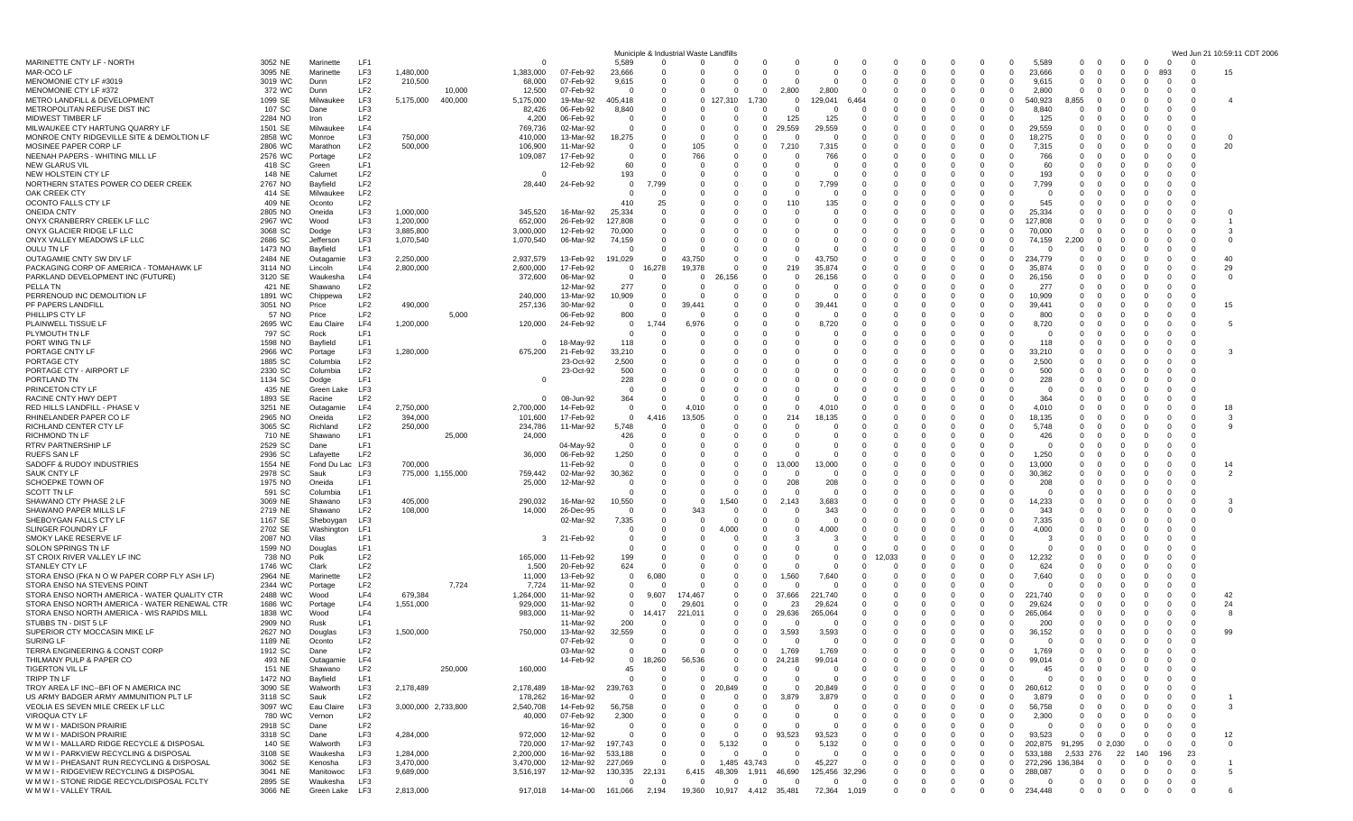Municipile & Industrial Waste Landfills

| | | | | | | | | | | | | | | | | | | | | | | | | | | | | | | | |
|---|---|---|---|---|---|---|---|---|---|---|---|---|---|---|---|---|---|---|---|---|---|---|---|---|---|---|---|---|---|---|---|
| MARINETTE CNTY LF - NORTH | 3052 | NE | Marinette | LF1 | | | 0 | | | 5,589 | 0 | 0 | 0 | 0 | 0 | 0 | 0 | 0 | 0 | 0 | 0 | 0 | 0 | 5,589 | 0 | 0 | 0 | 0 | 0 | 0 | |
| MAR-OCO LF | 3095 | NE | Marinette | LF3 | 1,480,000 | | | 1,383,000 | 07-Feb-92 | 23,666 | 0 | 0 | 0 | 0 | 0 | 0 | 0 | 0 | 0 | 0 | 0 | 0 | 0 | 23,666 | 0 | 0 | 0 | 0 | 893 | 0 | 15 |
| MENOMONIE CTY LF #3019 | 3019 | WC | Dunn | LF2 | 210,500 | | | 68,000 | 07-Feb-92 | 9,615 | 0 | 0 | 0 | 0 | 0 | 0 | 0 | 0 | 0 | 0 | 0 | 0 | 0 | 9,615 | 0 | 0 | 0 | 0 | 0 | 0 | |
| MENOMONIE CTY LF #372 | 372 | WC | Dunn | LF2 | | 10,000 | | 12,500 | 07-Feb-92 | 0 | 0 | 0 | 0 | 0 | 2,800 | 2,800 | 0 | 0 | 0 | 0 | 0 | 0 | 0 | 2,800 | 0 | 0 | 0 | 0 | 0 | 0 | |
| METRO LANDFILL & DEVELOPMENT | 1099 | SE | Milwaukee | LF3 | 5,175,000 | 400,000 | | 5,175,000 | 19-Mar-92 | 405,418 | 0 | 0 | 127,310 | 1,730 | 0 | 129,041 | 6,464 | 0 | 0 | 0 | 0 | 0 | 0 | 540,923 | 8,855 | 0 | 0 | 0 | 0 | 0 | 4 |
| METROPOLITAN REFUSE DIST INC | 107 | SC | Dane | LF3 | | | | 82,426 | 06-Feb-92 | 8,840 | 0 | 0 | 0 | 0 | 0 | 0 | 0 | 0 | 0 | 0 | 0 | 0 | 0 | 8,840 | 0 | 0 | 0 | 0 | 0 | 0 | |
| MIDWEST TIMBER LF | 2284 | NO | Iron | LF2 | | | | 4,200 | 06-Feb-92 | 0 | 0 | 0 | 0 | 0 | 125 | 125 | 0 | 0 | 0 | 0 | 0 | 0 | 0 | 125 | 0 | 0 | 0 | 0 | 0 | 0 | |
| MILWAUKEE CTY HARTUNG QUARRY LF | 1501 | SE | Milwaukee | LF4 | | | | 769,736 | 02-Mar-92 | 0 | 0 | 0 | 0 | 0 | 29,559 | 29,559 | 0 | 0 | 0 | 0 | 0 | 0 | 0 | 29,559 | 0 | 0 | 0 | 0 | 0 | 0 | |
| MONROE CNTY RIDGEVILLE SITE & DEMOLITION LF | 2858 | WC | Monroe | LF3 | 750,000 | | | 410,000 | 13-Mar-92 | 18,275 | 0 | 0 | 0 | 0 | 0 | 0 | 0 | 0 | 0 | 0 | 0 | 0 | 0 | 18,275 | 0 | 0 | 0 | 0 | 0 | 0 | 0 |
| MOSINEE PAPER CORP LF | 2806 | WC | Marathon | LF2 | 500,000 | | | 106,900 | 11-Mar-92 | 0 | 0 | 105 | 0 | 0 | 7,210 | 7,315 | 0 | 0 | 0 | 0 | 0 | 0 | 0 | 7,315 | 0 | 0 | 0 | 0 | 0 | 0 | 20 |
| NEENAH PAPERS - WHITING MILL LF | 2576 | WC | Portage | LF2 | | | | 109,087 | 17-Feb-92 | 0 | 0 | 766 | 0 | 0 | 0 | 766 | 0 | 0 | 0 | 0 | 0 | 0 | 0 | 766 | 0 | 0 | 0 | 0 | 0 | 0 | |
| NEW GLARUS VIL | 418 | SC | Green | LF1 | | | | | 12-Feb-92 | 60 | 0 | 0 | 0 | 0 | 0 | 0 | 0 | 0 | 0 | 0 | 0 | 0 | 0 | 60 | 0 | 0 | 0 | 0 | 0 | 0 | |
| NEW HOLSTEIN CTY LF | 148 | NE | Calumet | LF2 | | | 0 | | | 193 | 0 | 0 | 0 | 0 | 0 | 0 | 0 | 0 | 0 | 0 | 0 | 0 | 0 | 193 | 0 | 0 | 0 | 0 | 0 | 0 | |
| NORTHERN STATES POWER CO DEER CREEK | 2767 | NO | Bayfield | LF2 | | | | 28,440 | 24-Feb-92 | 0 | 7,799 | 0 | 0 | 0 | 0 | 7,799 | 0 | 0 | 0 | 0 | 0 | 0 | 0 | 7,799 | 0 | 0 | 0 | 0 | 0 | 0 | |
| OAK CREEK CTY | 414 | SE | Milwaukee | LF2 | | | | | | 0 | 0 | 0 | 0 | 0 | 0 | 0 | 0 | 0 | 0 | 0 | 0 | 0 | 0 | 0 | 0 | 0 | 0 | 0 | 0 | 0 | |
| OCONTO FALLS CTY LF | 409 | NE | Oconto | LF2 | | | | | | 410 | 25 | 0 | 0 | 0 | 110 | 135 | 0 | 0 | 0 | 0 | 0 | 0 | 0 | 545 | 0 | 0 | 0 | 0 | 0 | 0 | |
| ONEIDA CNTY | 2805 | NO | Oneida | LF3 | 1,000,000 | | | 345,520 | 16-Mar-92 | 25,334 | 0 | 0 | 0 | 0 | 0 | 0 | 0 | 0 | 0 | 0 | 0 | 0 | 0 | 25,334 | 0 | 0 | 0 | 0 | 0 | 0 | 0 |
| ONYX CRANBERRY CREEK LF LLC | 2967 | WC | Wood | LF3 | 1,200,000 | | | 652,000 | 26-Feb-92 | 127,808 | 0 | 0 | 0 | 0 | 0 | 0 | 0 | 0 | 0 | 0 | 0 | 0 | 0 | 127,808 | 0 | 0 | 0 | 0 | 0 | 0 | 1 |
| ONYX GLACIER RIDGE LF LLC | 3068 | SC | Dodge | LF3 | 3,885,800 | | | 3,000,000 | 12-Feb-92 | 70,000 | 0 | 0 | 0 | 0 | 0 | 0 | 0 | 0 | 0 | 0 | 0 | 0 | 0 | 70,000 | 0 | 0 | 0 | 0 | 0 | 0 | 3 |
| ONYX VALLEY MEADOWS LF LLC | 2686 | SC | Jefferson | LF3 | 1,070,540 | | | 1,070,540 | 06-Mar-92 | 74,159 | 0 | 0 | 0 | 0 | 0 | 0 | 0 | 0 | 0 | 0 | 0 | 0 | 0 | 74,159 | 2,200 | 0 | 0 | 0 | 0 | 0 | 0 |
| OULU TN LF | 1473 | NO | Bayfield | LF1 | | | | | | 0 | 0 | 0 | 0 | 0 | 0 | 0 | 0 | 0 | 0 | 0 | 0 | 0 | 0 | 0 | 0 | 0 | 0 | 0 | 0 | 0 | |
| OUTAGAMIE CNTY SW DIV LF | 2484 | NE | Outagamie | LF3 | 2,250,000 | | | 2,937,579 | 13-Feb-92 | 191,029 | 0 | 43,750 | 0 | 0 | 0 | 43,750 | 0 | 0 | 0 | 0 | 0 | 0 | 0 | 234,779 | 0 | 0 | 0 | 0 | 0 | 0 | 40 |
| PACKAGING CORP OF AMERICA - TOMAHAWK LF | 3114 | NO | Lincoln | LF4 | 2,800,000 | | | 2,600,000 | 17-Feb-92 | 0 | 16,278 | 19,378 | 0 | 0 | 219 | 35,874 | 0 | 0 | 0 | 0 | 0 | 0 | 0 | 35,874 | 0 | 0 | 0 | 0 | 0 | 0 | 29 |
| PARKLAND DEVELOPMENT INC (FUTURE) | 3120 | SE | Waukesha | LF4 | | | | 372,600 | 06-Mar-92 | 0 | 0 | 0 | 26,156 | 0 | 0 | 26,156 | 0 | 0 | 0 | 0 | 0 | 0 | 0 | 26,156 | 0 | 0 | 0 | 0 | 0 | 0 | 0 |
| PELLA TN | 421 | NE | Shawano | LF2 | | | | | 12-Mar-92 | 277 | 0 | 0 | 0 | 0 | 0 | 0 | 0 | 0 | 0 | 0 | 0 | 0 | 0 | 277 | 0 | 0 | 0 | 0 | 0 | 0 | |
| PERRENOUD INC DEMOLITION LF | 1891 | WC | Chippewa | LF2 | | | | 240,000 | 13-Mar-92 | 10,909 | 0 | 0 | 0 | 0 | 0 | 0 | 0 | 0 | 0 | 0 | 0 | 0 | 0 | 10,909 | 0 | 0 | 0 | 0 | 0 | 0 | |
| PF PAPERS LANDFILL | 3051 | NO | Price | LF2 | 490,000 | | | 257,136 | 30-Mar-92 | 0 | 0 | 39,441 | 0 | 0 | 0 | 39,441 | 0 | 0 | 0 | 0 | 0 | 0 | 0 | 39,441 | 0 | 0 | 0 | 0 | 0 | 0 | 15 |
| PHILLIPS CTY LF | 57 | NO | Price | LF2 | | 5,000 | | | 06-Feb-92 | 800 | 0 | 0 | 0 | 0 | 0 | 0 | 0 | 0 | 0 | 0 | 0 | 0 | 0 | 800 | 0 | 0 | 0 | 0 | 0 | 0 | |
| PLAINWELL TISSUE LF | 2695 | WC | Eau Claire | LF4 | 1,200,000 | | | 120,000 | 24-Feb-92 | 0 | 1,744 | 6,976 | 0 | 0 | 0 | 8,720 | 0 | 0 | 0 | 0 | 0 | 0 | 0 | 8,720 | 0 | 0 | 0 | 0 | 0 | 0 | 5 |
| PLYMOUTH TN LF | 797 | SC | Rock | LF1 | | | | | | 0 | 0 | 0 | 0 | 0 | 0 | 0 | 0 | 0 | 0 | 0 | 0 | 0 | 0 | 0 | 0 | 0 | 0 | 0 | 0 | 0 | |
| PORT WING TN LF | 1598 | NO | Bayfield | LF1 | | | | 0 | 18-May-92 | 118 | 0 | 0 | 0 | 0 | 0 | 0 | 0 | 0 | 0 | 0 | 0 | 0 | 0 | 118 | 0 | 0 | 0 | 0 | 0 | 0 | |
| PORTAGE CNTY LF | 2966 | WC | Portage | LF3 | 1,280,000 | | | 675,200 | 21-Feb-92 | 33,210 | 0 | 0 | 0 | 0 | 0 | 0 | 0 | 0 | 0 | 0 | 0 | 0 | 0 | 33,210 | 0 | 0 | 0 | 0 | 0 | 0 | 3 |
| PORTAGE CTY | 1885 | SC | Columbia | LF2 | | | | | 23-Oct-92 | 2,500 | 0 | 0 | 0 | 0 | 0 | 0 | 0 | 0 | 0 | 0 | 0 | 0 | 0 | 2,500 | 0 | 0 | 0 | 0 | 0 | 0 | |
| PORTAGE CTY - AIRPORT LF | 2330 | SC | Columbia | LF2 | | | | | 23-Oct-92 | 500 | 0 | 0 | 0 | 0 | 0 | 0 | 0 | 0 | 0 | 0 | 0 | 0 | 0 | 500 | 0 | 0 | 0 | 0 | 0 | 0 | |
| PORTLAND TN | 1134 | SC | Dodge | LF1 | | | 0 | | | 228 | 0 | 0 | 0 | 0 | 0 | 0 | 0 | 0 | 0 | 0 | 0 | 0 | 0 | 228 | 0 | 0 | 0 | 0 | 0 | 0 | |
| PRINCETON CTY LF | 435 | NE | Green Lake | LF3 | | | | | | 0 | 0 | 0 | 0 | 0 | 0 | 0 | 0 | 0 | 0 | 0 | 0 | 0 | 0 | 0 | 0 | 0 | 0 | 0 | 0 | 0 | |
| RACINE CNTY HWY DEPT | 1893 | SE | Racine | LF2 | | | | 0 | 08-Jun-92 | 364 | 0 | 0 | 0 | 0 | 0 | 0 | 0 | 0 | 0 | 0 | 0 | 0 | 0 | 364 | 0 | 0 | 0 | 0 | 0 | 0 | |
| RED HILLS LANDFILL - PHASE V | 3251 | NE | Outagamie | LF4 | 2,750,000 | | | 2,700,000 | 14-Feb-92 | 0 | 0 | 4,010 | 0 | 0 | 0 | 4,010 | 0 | 0 | 0 | 0 | 0 | 0 | 0 | 4,010 | 0 | 0 | 0 | 0 | 0 | 0 | 18 |
| RHINELANDER PAPER CO LF | 2965 | NO | Oneida | LF2 | 394,000 | | | 101,600 | 17-Feb-92 | 0 | 4,416 | 13,505 | 0 | 0 | 214 | 18,135 | 0 | 0 | 0 | 0 | 0 | 0 | 0 | 18,135 | 0 | 0 | 0 | 0 | 0 | 0 | 3 |
| RICHLAND CENTER CTY LF | 3065 | SC | Richland | LF2 | 250,000 | | | 234,786 | 11-Mar-92 | 5,748 | 0 | 0 | 0 | 0 | 0 | 0 | 0 | 0 | 0 | 0 | 0 | 0 | 0 | 5,748 | 0 | 0 | 0 | 0 | 0 | 0 | 9 |
| RICHMOND TN LF | 710 | NE | Shawano | LF1 | | 25,000 | | 24,000 | | 426 | 0 | 0 | 0 | 0 | 0 | 0 | 0 | 0 | 0 | 0 | 0 | 0 | 0 | 426 | 0 | 0 | 0 | 0 | 0 | 0 | |
| RTRV PARTNERSHIP LF | 2529 | SC | Dane | LF1 | | | | | 04-May-92 | 0 | 0 | 0 | 0 | 0 | 0 | 0 | 0 | 0 | 0 | 0 | 0 | 0 | 0 | 0 | 0 | 0 | 0 | 0 | 0 | 0 | |
| RUEFS SAN LF | 2936 | SC | Lafayette | LF2 | | | | 36,000 | 06-Feb-92 | 1,250 | 0 | 0 | 0 | 0 | 0 | 0 | 0 | 0 | 0 | 0 | 0 | 0 | 0 | 1,250 | 0 | 0 | 0 | 0 | 0 | 0 | |
| SADOFF & RUDOY INDUSTRIES | 1554 | NE | Fond Du Lac | LF3 | 700,000 | | | | 11-Feb-92 | 0 | 0 | 0 | 0 | 0 | 13,000 | 13,000 | 0 | 0 | 0 | 0 | 0 | 0 | 0 | 13,000 | 0 | 0 | 0 | 0 | 0 | 0 | 14 |
| SAUK CNTY LF | 2978 | SC | Sauk | LF3 | 775,000 | 1,155,000 | | 759,442 | 02-Mar-92 | 30,362 | 0 | 0 | 0 | 0 | 0 | 0 | 0 | 0 | 0 | 0 | 0 | 0 | 0 | 30,362 | 0 | 0 | 0 | 0 | 0 | 0 | 2 |
| SCHOEPKE TOWN OF | 1975 | NO | Oneida | LF1 | | | | 25,000 | 12-Mar-92 | 0 | 0 | 0 | 0 | 0 | 208 | 208 | 0 | 0 | 0 | 0 | 0 | 0 | 0 | 208 | 0 | 0 | 0 | 0 | 0 | 0 | |
| SCOTT TN LF | 591 | SC | Columbia | LF1 | | | | | | 0 | 0 | 0 | 0 | 0 | 0 | 0 | 0 | 0 | 0 | 0 | 0 | 0 | 0 | 0 | 0 | 0 | 0 | 0 | 0 | 0 | |
| SHAWANO CTY PHASE 2 LF | 3069 | NE | Shawano | LF3 | 405,000 | | | 290,032 | 16-Mar-92 | 10,550 | 0 | 0 | 1,540 | 0 | 2,143 | 3,683 | 0 | 0 | 0 | 0 | 0 | 0 | 0 | 14,233 | 0 | 0 | 0 | 0 | 0 | 0 | 3 |
| SHAWANO PAPER MILLS LF | 2719 | NE | Shawano | LF2 | 108,000 | | | 14,000 | 26-Dec-95 | 0 | 0 | 343 | 0 | 0 | 0 | 343 | 0 | 0 | 0 | 0 | 0 | 0 | 0 | 343 | 0 | 0 | 0 | 0 | 0 | 0 | 0 |
| SHEBOYGAN FALLS CTY LF | 1167 | SE | Sheboygan | LF3 | | | | | 02-Mar-92 | 7,335 | 0 | 0 | 0 | 0 | 0 | 0 | 0 | 0 | 0 | 0 | 0 | 0 | 0 | 7,335 | 0 | 0 | 0 | 0 | 0 | 0 | |
| SLINGER FOUNDRY LF | 2702 | SE | Washington | LF1 | | | | | | 0 | 0 | 0 | 4,000 | 0 | 0 | 4,000 | 0 | 0 | 0 | 0 | 0 | 0 | 0 | 4,000 | 0 | 0 | 0 | 0 | 0 | 0 | |
| SMOKY LAKE RESERVE LF | 2087 | NO | Vilas | LF1 | | | | 3 | 21-Feb-92 | 0 | 0 | 0 | 0 | 0 | 3 | 3 | 0 | 0 | 0 | 0 | 0 | 0 | 0 | 3 | 0 | 0 | 0 | 0 | 0 | 0 | |
| SOLON SPRINGS TN LF | 1599 | NO | Douglas | LF1 | | | | | | 0 | 0 | 0 | 0 | 0 | 0 | 0 | 0 | 0 | 0 | 0 | 0 | 0 | 0 | 0 | 0 | 0 | 0 | 0 | 0 | 0 | |
| ST CROIX RIVER VALLEY LF INC | 738 | NO | Polk | LF2 | | | | 165,000 | 11-Feb-92 | 199 | 0 | 0 | 0 | 0 | 0 | 0 | 0 | 12,033 | 0 | 0 | 0 | 0 | 0 | 12,232 | 0 | 0 | 0 | 0 | 0 | 0 | |
| STANLEY CTY LF | 1746 | WC | Clark | LF2 | | | | 1,500 | 20-Feb-92 | 624 | 0 | 0 | 0 | 0 | 0 | 0 | 0 | 0 | 0 | 0 | 0 | 0 | 0 | 624 | 0 | 0 | 0 | 0 | 0 | 0 | |
| STORA ENSO (FKA N O W PAPER CORP FLY ASH LF) | 2964 | NE | Marinette | LF2 | | | | 11,000 | 13-Feb-92 | 0 | 6,080 | 0 | 0 | 0 | 1,560 | 7,640 | 0 | 0 | 0 | 0 | 0 | 0 | 0 | 7,640 | 0 | 0 | 0 | 0 | 0 | 0 | |
| STORA ENSO NA STEVENS POINT | 2344 | WC | Portage | LF2 | | 7,724 | | 7,724 | 11-Mar-92 | 0 | 0 | 0 | 0 | 0 | 0 | 0 | 0 | 0 | 0 | 0 | 0 | 0 | 0 | 0 | 0 | 0 | 0 | 0 | 0 | 0 | |
| STORA ENSO NORTH AMERICA - WATER QUALITY CTR | 2488 | WC | Wood | LF4 | 679,384 | | | 1,264,000 | 11-Mar-92 | 0 | 9,607 | 174,467 | 0 | 0 | 37,666 | 221,740 | 0 | 0 | 0 | 0 | 0 | 0 | 0 | 221,740 | 0 | 0 | 0 | 0 | 0 | 0 | 42 |
| STORA ENSO NORTH AMERICA - WATER RENEWAL CTR | 1686 | WC | Portage | LF4 | 1,551,000 | | | 929,000 | 11-Mar-92 | 0 | 0 | 29,601 | 0 | 0 | 23 | 29,624 | 0 | 0 | 0 | 0 | 0 | 0 | 0 | 29,624 | 0 | 0 | 0 | 0 | 0 | 0 | 24 |
| STORA ENSO NORTH AMERICA - WIS RAPIDS MILL | 1838 | WC | Wood | LF4 | | | | 983,000 | 11-Mar-92 | 0 | 14,417 | 221,011 | 0 | 0 | 29,636 | 265,064 | 0 | 0 | 0 | 0 | 0 | 0 | 0 | 265,064 | 0 | 0 | 0 | 0 | 0 | 0 | 8 |
| STUBBS TN - DIST 5 LF | 2909 | NO | Rusk | LF1 | | | | | 11-Mar-92 | 200 | 0 | 0 | 0 | 0 | 0 | 0 | 0 | 0 | 0 | 0 | 0 | 0 | 0 | 200 | 0 | 0 | 0 | 0 | 0 | 0 | |
| SUPERIOR CTY MOCCASIN MIKE LF | 2627 | NO | Douglas | LF3 | 1,500,000 | | | 750,000 | 13-Mar-92 | 32,559 | 0 | 0 | 0 | 0 | 3,593 | 3,593 | 0 | 0 | 0 | 0 | 0 | 0 | 0 | 36,152 | 0 | 0 | 0 | 0 | 0 | 0 | 99 |
| SURING LF | 1189 | NE | Oconto | LF2 | | | | | 07-Feb-92 | 0 | 0 | 0 | 0 | 0 | 0 | 0 | 0 | 0 | 0 | 0 | 0 | 0 | 0 | 0 | 0 | 0 | 0 | 0 | 0 | 0 | |
| TERRA ENGINEERING & CONST CORP | 1912 | SC | Dane | LF2 | | | | | 03-Mar-92 | 0 | 0 | 0 | 0 | 0 | 1,769 | 1,769 | 0 | 0 | 0 | 0 | 0 | 0 | 0 | 1,769 | 0 | 0 | 0 | 0 | 0 | 0 | |
| THILMANY PULP & PAPER CO | 493 | NE | Outagamie | LF4 | | | | | 14-Feb-92 | 0 | 18,260 | 56,536 | 0 | 0 | 24,218 | 99,014 | 0 | 0 | 0 | 0 | 0 | 0 | 0 | 99,014 | 0 | 0 | 0 | 0 | 0 | 0 | |
| TIGERTON VIL LF | 151 | NE | Shawano | LF2 | | 250,000 | | 160,000 | | 45 | 0 | 0 | 0 | 0 | 0 | 0 | 0 | 0 | 0 | 0 | 0 | 0 | 0 | 45 | 0 | 0 | 0 | 0 | 0 | 0 | |
| TRIPP TN LF | 1472 | NO | Bayfield | LF1 | | | | | | 0 | 0 | 0 | 0 | 0 | 0 | 0 | 0 | 0 | 0 | 0 | 0 | 0 | 0 | 0 | 0 | 0 | 0 | 0 | 0 | 0 | |
| TROY AREA LF INC--BFI OF N AMERICA INC | 3090 | SE | Walworth | LF3 | 2,178,489 | | | 2,178,489 | 18-Mar-92 | 239,763 | 0 | 0 | 20,849 | 0 | 0 | 20,849 | 0 | 0 | 0 | 0 | 0 | 0 | 0 | 260,612 | 0 | 0 | 0 | 0 | 0 | 0 | |
| US ARMY BADGER ARMY AMMUNITION PLT LF | 3118 | SC | Sauk | LF2 | | | | 178,262 | 16-Mar-92 | 0 | 0 | 0 | 0 | 0 | 3,879 | 3,879 | 0 | 0 | 0 | 0 | 0 | 0 | 0 | 3,879 | 0 | 0 | 0 | 0 | 0 | 0 | 1 |
| VEOLIA ES SEVEN MILE CREEK LF LLC | 3097 | WC | Eau Claire | LF3 | 3,000,000 | 2,733,800 | | 2,540,708 | 14-Feb-92 | 56,758 | 0 | 0 | 0 | 0 | 0 | 0 | 0 | 0 | 0 | 0 | 0 | 0 | 0 | 56,758 | 0 | 0 | 0 | 0 | 0 | 0 | 3 |
| VIROQUA CTY LF | 780 | WC | Vernon | LF2 | | | | 40,000 | 07-Feb-92 | 2,300 | 0 | 0 | 0 | 0 | 0 | 0 | 0 | 0 | 0 | 0 | 0 | 0 | 0 | 2,300 | 0 | 0 | 0 | 0 | 0 | 0 | |
| W M W I - MADISON PRAIRIE | 2918 | SC | Dane | LF2 | | | | | 16-Mar-92 | 0 | 0 | 0 | 0 | 0 | 0 | 0 | 0 | 0 | 0 | 0 | 0 | 0 | 0 | 0 | 0 | 0 | 0 | 0 | 0 | 0 | |
| W M W I - MADISON PRAIRIE | 3318 | SC | Dane | LF3 | 4,284,000 | | | 972,000 | 12-Mar-92 | 0 | 0 | 0 | 0 | 0 | 93,523 | 93,523 | 0 | 0 | 0 | 0 | 0 | 0 | 0 | 93,523 | 0 | 0 | 0 | 0 | 0 | 0 | 12 |
| W M W I - MALLARD RIDGE RECYCLE & DISPOSAL | 140 | SE | Walworth | LF3 | | | | 720,000 | 17-Mar-92 | 197,743 | 0 | 0 | 5,132 | 0 | 0 | 5,132 | 0 | 0 | 0 | 0 | 0 | 0 | 0 | 202,875 | 91,295 | 0 | 2,030 | 0 | 0 | 0 | 0 |
| W M W I - PARKVIEW RECYCLING & DISPOSAL | 3108 | SE | Waukesha | LF3 | 1,284,000 | | | 2,200,000 | 16-Mar-92 | 533,188 | 0 | 0 | 0 | 0 | 0 | 0 | 0 | 0 | 0 | 0 | 0 | 0 | 0 | 533,188 | 2,533 | 276 | 22 | 140 | 196 | 23 | |
| W M W I - PHEASANT RUN RECYCLING & DISPOSAL | 3062 | SE | Kenosha | LF3 | 3,470,000 | | | 3,470,000 | 12-Mar-92 | 227,069 | 0 | 0 | 1,485 | 43,743 | 0 | 45,227 | 0 | 0 | 0 | 0 | 0 | 0 | 0 | 272,296 | 136,384 | 0 | 0 | 0 | 0 | 0 | 1 |
| W M W I - RIDGEVIEW RECYCLING & DISPOSAL | 3041 | NE | Manitowoc | LF3 | 9,689,000 | | | 3,516,197 | 12-Mar-92 | 130,335 | 22,131 | 6,415 | 48,309 | 1,911 | 46,690 | 125,456 | 32,296 | 0 | 0 | 0 | 0 | 0 | 0 | 288,087 | 0 | 0 | 0 | 0 | 0 | 0 | 5 |
| W M W I - STONE RIDGE RECYCL/DISPOSAL FCLTY | 2895 | SE | Waukesha | LF3 | | | | | | 0 | 0 | 0 | 0 | 0 | 0 | 0 | 0 | 0 | 0 | 0 | 0 | 0 | 0 | 0 | 0 | 0 | 0 | 0 | 0 | 0 | |
| W M W I - VALLEY TRAIL | 3066 | NE | Green Lake | LF3 | 2,813,000 | | | 917,018 | 14-Mar-00 | 161,066 | 2,194 | 19,360 | 10,917 | 4,412 | 35,481 | 72,364 | 1,019 | 0 | 0 | 0 | 0 | 0 | 0 | 234,448 | 0 | 0 | 0 | 0 | 0 | 0 | 6 |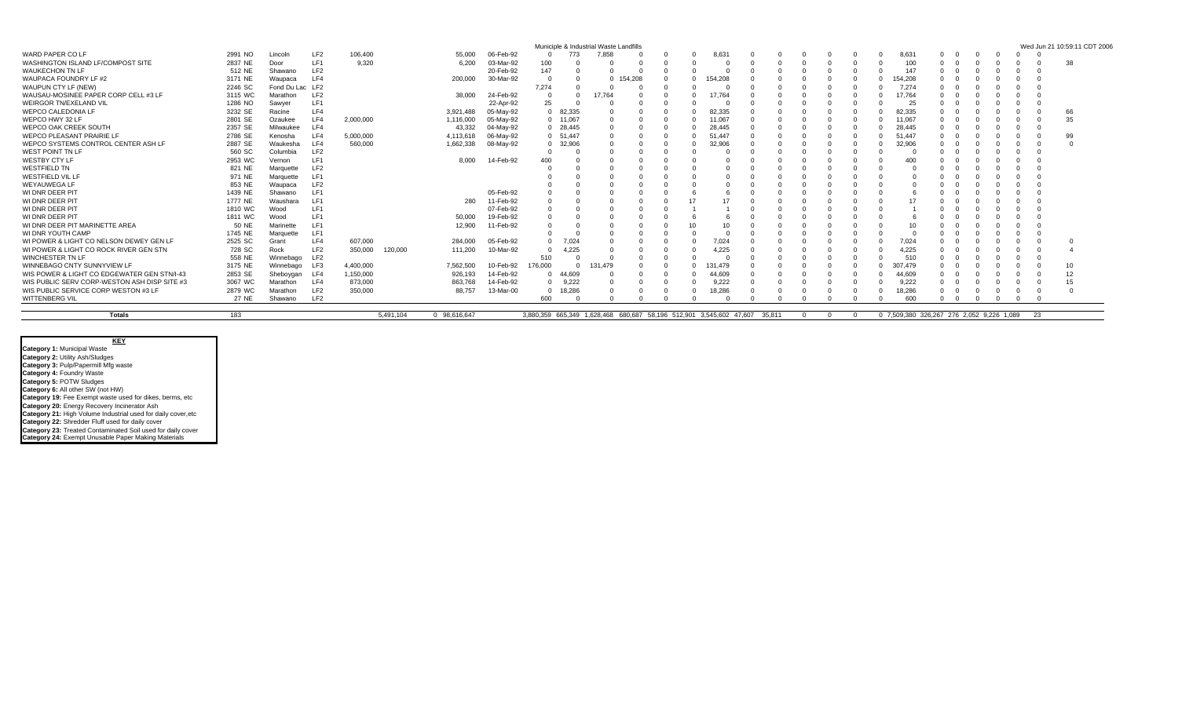Municiple & Industrial Waste Landfills

Wed Jun 21 10:59:11 CDT 2006

| | | | | | | | | | | | | | | | | | | | | | | | | | | | | | | | |
|---|---|---|---|---|---|---|---|---|---|---|---|---|---|---|---|---|---|---|---|---|---|---|---|---|---|---|---|---|---|---|---|
| WARD PAPER CO LF | 2991 | NO | Lincoln | LF2 | 106,400 | | 55,000 | 06-Feb-92 | 0 | 773 | 7,858 | 0 | 0 | 0 | 8,631 | 0 | 0 | 0 | 0 | 0 | 0 | 0 | 8,631 | 0 | 0 | 0 | 0 | 0 | 0 | 0 | |
| WASHINGTON ISLAND LF/COMPOST SITE | 2837 | NE | Door | LF1 | 9,320 | | 6,200 | 03-Mar-92 | 100 | 0 | 0 | 0 | 0 | 0 | 0 | 0 | 0 | 0 | 0 | 0 | 0 | 0 | 100 | 0 | 0 | 0 | 0 | 0 | 0 | 0 | 38 |
| WAUKECHON TN LF | 512 | NE | Shawano | LF2 | | | | 20-Feb-92 | 147 | 0 | 0 | 0 | 0 | 0 | 0 | 0 | 0 | 0 | 0 | 0 | 0 | 0 | 147 | 0 | 0 | 0 | 0 | 0 | 0 | 0 | |
| WAUPACA FOUNDRY LF #2 | 3171 | NE | Waupaca | LF4 | | | 200,000 | 30-Mar-92 | 0 | 0 | 0 | 154,208 | 0 | 0 | 154,208 | 0 | 0 | 0 | 0 | 0 | 0 | 0 | 154,208 | 0 | 0 | 0 | 0 | 0 | 0 | 0 | |
| WAUPUN CTY LF (NEW) | 2246 | SC | Fond Du Lac | LF2 | | | | | 7,274 | 0 | 0 | 0 | 0 | 0 | 0 | 0 | 0 | 0 | 0 | 0 | 0 | 0 | 7,274 | 0 | 0 | 0 | 0 | 0 | 0 | 0 | |
| WAUSAU-MOSINEE PAPER CORP CELL #3 LF | 3115 | WC | Marathon | LF2 | | | 38,000 | 24-Feb-92 | 0 | 0 | 17,764 | 0 | 0 | 0 | 17,764 | 0 | 0 | 0 | 0 | 0 | 0 | 0 | 17,764 | 0 | 0 | 0 | 0 | 0 | 0 | 0 | |
| WEIRGOR TN/EXELAND VIL | 1286 | NO | Sawyer | LF1 | | | | 22-Apr-92 | 25 | 0 | 0 | 0 | 0 | 0 | 0 | 0 | 0 | 0 | 0 | 0 | 0 | 0 | 25 | 0 | 0 | 0 | 0 | 0 | 0 | 0 | |
| WEPCO CALEDONIA LF | 3232 | SE | Racine | LF4 | | | 3,921,488 | 05-May-92 | 0 | 82,335 | 0 | 0 | 0 | 0 | 82,335 | 0 | 0 | 0 | 0 | 0 | 0 | 0 | 82,335 | 0 | 0 | 0 | 0 | 0 | 0 | 0 | 66 |
| WEPCO HWY 32 LF | 2801 | SE | Ozaukee | LF4 | 2,000,000 | | 1,116,000 | 05-May-92 | 0 | 11,067 | 0 | 0 | 0 | 0 | 11,067 | 0 | 0 | 0 | 0 | 0 | 0 | 0 | 11,067 | 0 | 0 | 0 | 0 | 0 | 0 | 0 | 35 |
| WEPCO OAK CREEK SOUTH | 2357 | SE | Milwaukee | LF4 | | | 43,332 | 04-May-92 | 0 | 28,445 | 0 | 0 | 0 | 0 | 28,445 | 0 | 0 | 0 | 0 | 0 | 0 | 0 | 28,445 | 0 | 0 | 0 | 0 | 0 | 0 | 0 | |
| WEPCO PLEASANT PRAIRIE LF | 2786 | SE | Kenosha | LF4 | 5,000,000 | | 4,113,618 | 06-May-92 | 0 | 51,447 | 0 | 0 | 0 | 0 | 51,447 | 0 | 0 | 0 | 0 | 0 | 0 | 0 | 51,447 | 0 | 0 | 0 | 0 | 0 | 0 | 0 | 99 |
| WEPCO SYSTEMS CONTROL CENTER ASH LF | 2887 | SE | Waukesha | LF4 | 560,000 | | 1,662,338 | 08-May-92 | 0 | 32,906 | 0 | 0 | 0 | 0 | 32,906 | 0 | 0 | 0 | 0 | 0 | 0 | 0 | 32,906 | 0 | 0 | 0 | 0 | 0 | 0 | 0 | 0 |
| WEST POINT TN LF | 560 | SC | Columbia | LF2 | | | | | 0 | 0 | 0 | 0 | 0 | 0 | 0 | 0 | 0 | 0 | 0 | 0 | 0 | 0 | 0 | 0 | 0 | 0 | 0 | 0 | 0 | 0 | |
| WESTBY CTY LF | 2953 | WC | Vernon | LF1 | | | 8,000 | 14-Feb-92 | 400 | 0 | 0 | 0 | 0 | 0 | 0 | 0 | 0 | 0 | 0 | 0 | 0 | 0 | 400 | 0 | 0 | 0 | 0 | 0 | 0 | 0 | |
| WESTFIELD TN | 821 | NE | Marquette | LF2 | | | | | 0 | 0 | 0 | 0 | 0 | 0 | 0 | 0 | 0 | 0 | 0 | 0 | 0 | 0 | 0 | 0 | 0 | 0 | 0 | 0 | 0 | 0 | |
| WESTFIELD VIL LF | 971 | NE | Marquette | LF1 | | | | | 0 | 0 | 0 | 0 | 0 | 0 | 0 | 0 | 0 | 0 | 0 | 0 | 0 | 0 | 0 | 0 | 0 | 0 | 0 | 0 | 0 | 0 | |
| WEYAUWEGA LF | 853 | NE | Waupaca | LF2 | | | | | 0 | 0 | 0 | 0 | 0 | 0 | 0 | 0 | 0 | 0 | 0 | 0 | 0 | 0 | 0 | 0 | 0 | 0 | 0 | 0 | 0 | 0 | |
| WI DNR DEER PIT | 1439 | NE | Shawano | LF1 | | | | 05-Feb-92 | 0 | 0 | 0 | 0 | 0 | 6 | 6 | 0 | 0 | 0 | 0 | 0 | 0 | 0 | 6 | 0 | 0 | 0 | 0 | 0 | 0 | 0 | |
| WI DNR DEER PIT | 1777 | NE | Waushara | LF1 | | | 280 | 11-Feb-92 | 0 | 0 | 0 | 0 | 0 | 17 | 17 | 0 | 0 | 0 | 0 | 0 | 0 | 0 | 17 | 0 | 0 | 0 | 0 | 0 | 0 | 0 | |
| WI DNR DEER PIT | 1810 | WC | Wood | LF1 | | | | 07-Feb-92 | 0 | 0 | 0 | 0 | 0 | 1 | 1 | 0 | 0 | 0 | 0 | 0 | 0 | 0 | 1 | 0 | 0 | 0 | 0 | 0 | 0 | 0 | |
| WI DNR DEER PIT | 1811 | WC | Wood | LF1 | | | 50,000 | 19-Feb-92 | 0 | 0 | 0 | 0 | 0 | 6 | 6 | 0 | 0 | 0 | 0 | 0 | 0 | 0 | 6 | 0 | 0 | 0 | 0 | 0 | 0 | 0 | |
| WI DNR DEER PIT MARINETTE AREA | 50 | NE | Marinette | LF1 | | | 12,900 | 11-Feb-92 | 0 | 0 | 0 | 0 | 0 | 10 | 10 | 0 | 0 | 0 | 0 | 0 | 0 | 0 | 10 | 0 | 0 | 0 | 0 | 0 | 0 | 0 | |
| WI DNR YOUTH CAMP | 1745 | NE | Marquette | LF1 | | | | | 0 | 0 | 0 | 0 | 0 | 0 | 0 | 0 | 0 | 0 | 0 | 0 | 0 | 0 | 0 | 0 | 0 | 0 | 0 | 0 | 0 | 0 | |
| WI POWER & LIGHT CO NELSON DEWEY GEN LF | 2525 | SC | Grant | LF4 | 607,000 | | 284,000 | 05-Feb-92 | 0 | 7,024 | 0 | 0 | 0 | 0 | 7,024 | 0 | 0 | 0 | 0 | 0 | 0 | 0 | 7,024 | 0 | 0 | 0 | 0 | 0 | 0 | 0 | 0 |
| WI POWER & LIGHT CO ROCK RIVER GEN STN | 728 | SC | Rock | LF2 | 350,000 | 120,000 | 111,200 | 10-Mar-92 | 0 | 4,225 | 0 | 0 | 0 | 0 | 4,225 | 0 | 0 | 0 | 0 | 0 | 0 | 0 | 4,225 | 0 | 0 | 0 | 0 | 0 | 0 | 0 | 4 |
| WINCHESTER TN LF | 558 | NE | Winnebago | LF2 | | | | | 510 | 0 | 0 | 0 | 0 | 0 | 0 | 0 | 0 | 0 | 0 | 0 | 0 | 0 | 510 | 0 | 0 | 0 | 0 | 0 | 0 | 0 | |
| WINNEBAGO CNTY SUNNYVIEW LF | 3175 | NE | Winnebago | LF3 | 4,400,000 | | 7,562,500 | 10-Feb-92 | 176,000 | 0 | 131,479 | 0 | 0 | 0 | 131,479 | 0 | 0 | 0 | 0 | 0 | 0 | 0 | 307,479 | 0 | 0 | 0 | 0 | 0 | 0 | 0 | 10 |
| WIS POWER & LIGHT CO EDGEWATER GEN STN/I-43 | 2853 | SE | Sheboygan | LF4 | 1,150,000 | | 926,193 | 14-Feb-92 | 0 | 44,609 | 0 | 0 | 0 | 0 | 44,609 | 0 | 0 | 0 | 0 | 0 | 0 | 0 | 44,609 | 0 | 0 | 0 | 0 | 0 | 0 | 0 | 12 |
| WIS PUBLIC SERV CORP-WESTON ASH DISP SITE #3 | 3067 | WC | Marathon | LF4 | 873,000 | | 863,768 | 14-Feb-92 | 0 | 9,222 | 0 | 0 | 0 | 0 | 9,222 | 0 | 0 | 0 | 0 | 0 | 0 | 0 | 9,222 | 0 | 0 | 0 | 0 | 0 | 0 | 0 | 15 |
| WIS PUBLIC SERVICE CORP WESTON #3 LF | 2879 | WC | Marathon | LF2 | 350,000 | | 88,757 | 13-Mar-00 | 0 | 18,286 | 0 | 0 | 0 | 0 | 18,286 | 0 | 0 | 0 | 0 | 0 | 0 | 0 | 18,286 | 0 | 0 | 0 | 0 | 0 | 0 | 0 | 0 |
| WITTENBERG VIL | 27 | NE | Shawano | LF2 | | | | | 600 | 0 | 0 | 0 | 0 | 0 | 0 | 0 | 0 | 0 | 0 | 0 | 0 | 0 | 600 | 0 | 0 | 0 | 0 | 0 | 0 | 0 | |
| **Totals** | 183 | | | | | 5,491,104 | 0 98,616,647 | | 3,880,359 | 665,349 | 1,628,468 | 680,687 | 58,196 | 512,901 | 3,545,602 | 47,607 | 35,811 | 0 | 0 | 0 | 0 | 0 | 7,509,380 | 326,267 | 276 | 2,052 | 9,226 | 1,089 | 23 | | |

**KEY**

**Category 1:** Municipal Waste
**Category 2:** Utility Ash/Sludges
**Category 3:** Pulp/Papermill Mfg waste
**Category 4:** Foundry Waste
**Category 5:** POTW Sludges
**Category 6:** All other SW (not HW)
**Category 19:** Fee Exempt waste used for dikes, berms, etc
**Category 20:** Energy Recovery Incinerator Ash
**Category 21:** High Volume Industrial used for daily cover,etc
**Category 22:** Shredder Fluff used for daily cover
**Category 23:** Treated Contaminated Soil used for daily cover
**Category 24:** Exempt Unusable Paper Making Materials